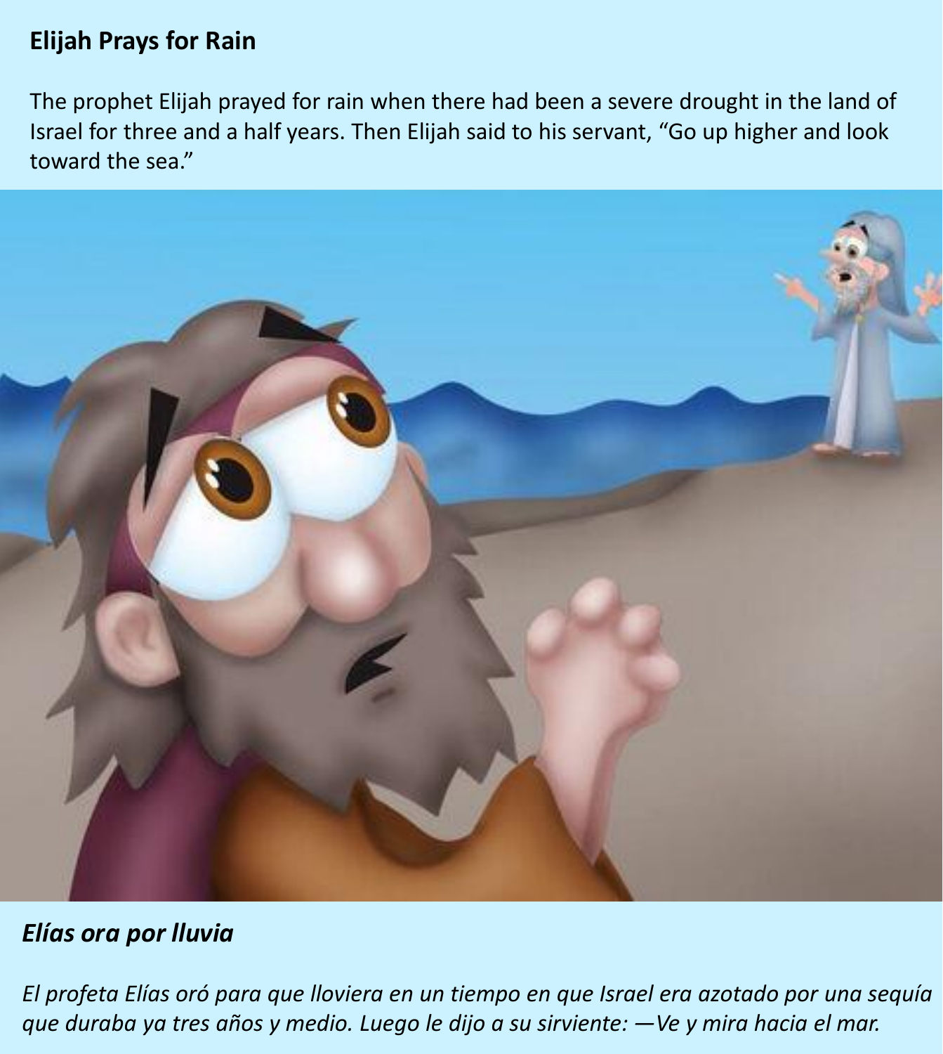**Elijah Prays for Rain**

The prophet Elijah prayed for rain when there had been a severe drought in the land of Israel for three and a half years. Then Elijah said to his servant, “Go up higher and look toward the sea.”

***Elías ora por lluvia***

*El profeta Elías oró para que lloviera en un tiempo en que Israel era azotado por una sequía que duraba ya tres años y medio. Luego le dijo a su sirviente: —Ve y mira hacia el mar.*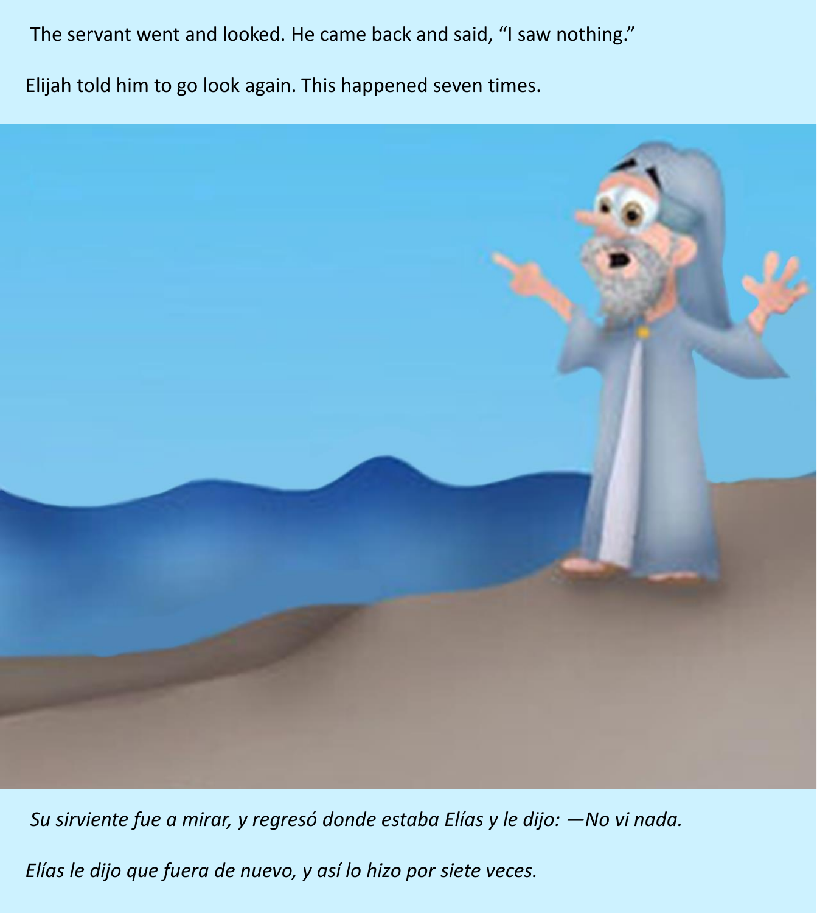The servant went and looked. He came back and said, “I saw nothing.”

Elijah told him to go look again. This happened seven times.

*Su sirviente fue a mirar, y regresó donde estaba Elías y le dijo: —No vi nada.*

*Elías le dijo que fuera de nuevo, y así lo hizo por siete veces.*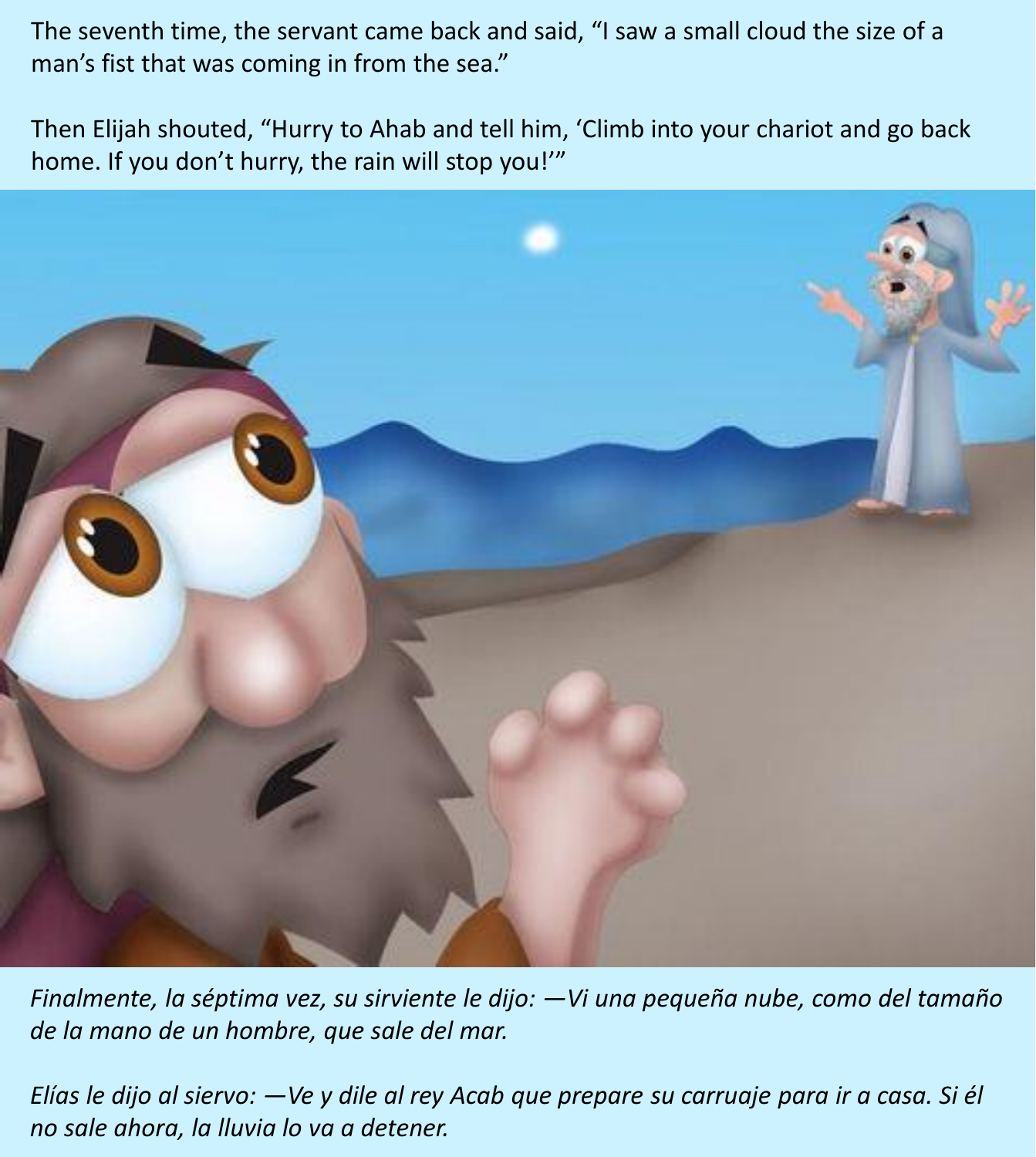The seventh time, the servant came back and said, “I saw a small cloud the size of a man’s fist that was coming in from the sea.”

Then Elijah shouted, “Hurry to Ahab and tell him, ‘Climb into your chariot and go back home. If you don’t hurry, the rain will stop you!’”

*Finalmente, la séptima vez, su sirviente le dijo: —Vi una pequeña nube, como del tamaño de la mano de un hombre, que sale del mar.*

*Elías le dijo al siervo: —Ve y dile al rey Acab que prepare su carruaje para ir a casa. Si él no sale ahora, la lluvia lo va a detener.*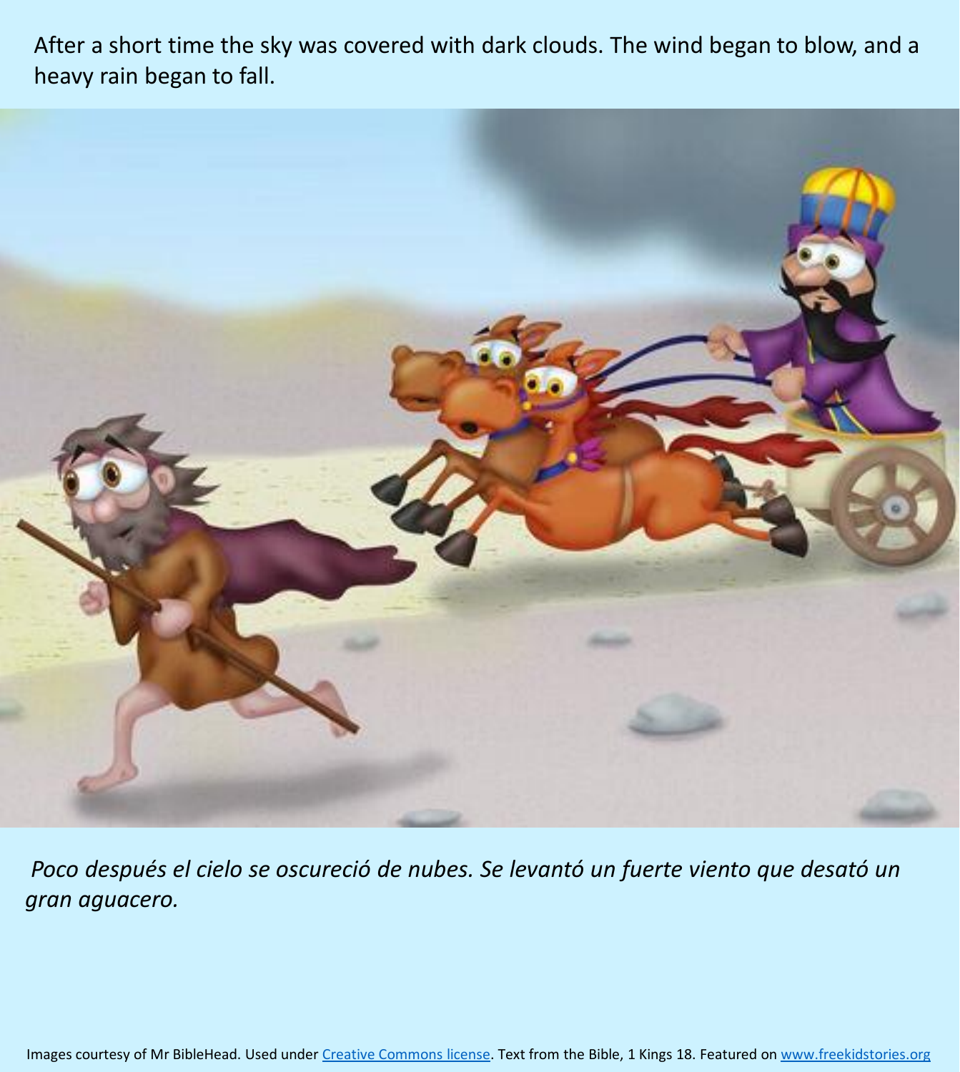After a short time the sky was covered with dark clouds. The wind began to blow, and a heavy rain began to fall.

*Poco después el cielo se oscureció de nubes. Se levantó un fuerte viento que desató un gran aguacero.*

Images courtesy of Mr BibleHead. Used under Creative Commons license. Text from the Bible, 1 Kings 18. Featured on www.freekidstories.org